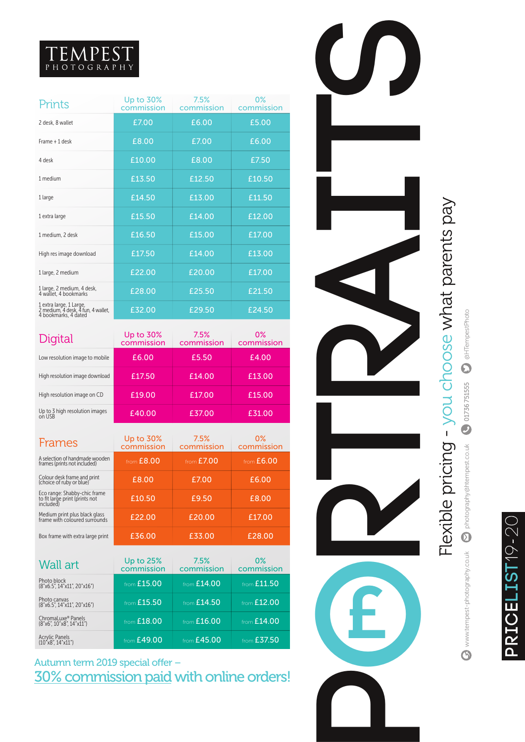# TEMPEST PHOTOGRAPHY

# PORTRAITS

## PRICELIST 19-20

Flexible pricing - you choose what parents pay

www.tempest-photography.co.uk | photography@htempest.co.uk | 01736 751555 | @HTempestPhoto

| Prints | Up to 30% commission | 7.5% commission | 0% commission |
|---|---|---|---|
| 2 desk, 8 wallet | £7.00 | £6.00 | £5.00 |
| Frame + 1 desk | £8.00 | £7.00 | £6.00 |
| 4 desk | £10.00 | £8.00 | £7.50 |
| 1 medium | £13.50 | £12.50 | £10.50 |
| 1 large | £14.50 | £13.00 | £11.50 |
| 1 extra large | £15.50 | £14.00 | £12.00 |
| 1 medium, 2 desk | £16.50 | £15.00 | £17.00 |
| High res image download | £17.50 | £14.00 | £13.00 |
| 1 large, 2 medium | £22.00 | £20.00 | £17.00 |
| 1 large, 2 medium, 4 desk, 4 wallet, 4 bookmarks | £28.00 | £25.50 | £21.50 |
| 1 extra large, 1 Large, 2 medium, 4 desk, 4 fun, 4 wallet, 4 bookmarks, 4 dated | £32.00 | £29.50 | £24.50 |

| Digital | Up to 30% commission | 7.5% commission | 0% commission |
|---|---|---|---|
| Low resolution image to mobile | £6.00 | £5.50 | £4.00 |
| High resolution image download | £17.50 | £14.00 | £13.00 |
| High resolution image on CD | £19.00 | £17.00 | £15.00 |
| Up to 3 high resolution images on USB | £40.00 | £37.00 | £31.00 |

| Frames | Up to 30% commission | 7.5% commission | 0% commission |
|---|---|---|---|
| A selection of handmade wooden frames (prints not included) | from £8.00 | from £7.00 | from £6.00 |
| Colour desk frame and print (choice of ruby or blue) | £8.00 | £7.00 | £6.00 |
| Eco range: Shabby-chic frame to fit large print (prints not included) | £10.50 | £9.50 | £8.00 |
| Medium print plus black glass frame with coloured surrounds | £22.00 | £20.00 | £17.00 |
| Box frame with extra large print | £36.00 | £33.00 | £28.00 |

| Wall art | Up to 25% commission | 7.5% commission | 0% commission |
|---|---|---|---|
| Photo block (8"x6.5", 14"x11", 20"x16") | from £15.00 | from £14.00 | from £11.50 |
| Photo canvas (8"x6.5", 14"x11", 20"x16") | from £15.50 | from £14.50 | from £12.00 |
| ChromaLuxe® Panels (8"x6", 10"x8", 14"x11") | from £18.00 | from £16.00 | from £14.00 |
| Acrylic Panels (10"x8", 14"x11") | from £49.00 | from £45.00 | from £37.50 |

Autumn term 2019 special offer –
30% commission paid with online orders!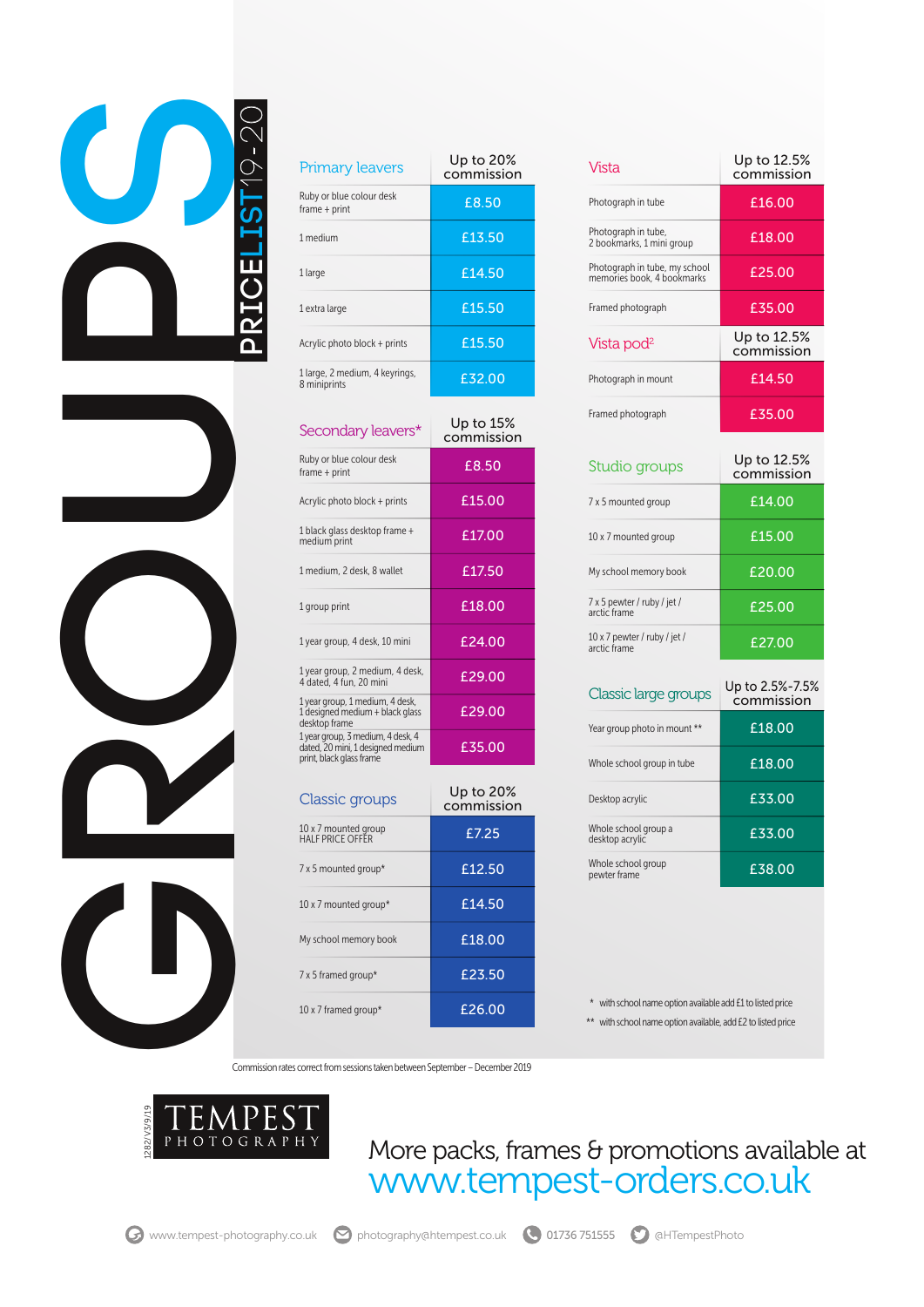# GROUPS

## PRICELIST 19-20

| Primary leavers | Up to 20% commission |
| --- | --- |
| Ruby or blue colour desk frame + print | £8.50 |
| 1 medium | £13.50 |
| 1 large | £14.50 |
| 1 extra large | £15.50 |
| Acrylic photo block + prints | £15.50 |
| 1 large, 2 medium, 4 keyrings, 8 miniprints | £32.00 |

| Secondary leavers* | Up to 15% commission |
| --- | --- |
| Ruby or blue colour desk frame + print | £8.50 |
| Acrylic photo block + prints | £15.00 |
| 1 black glass desktop frame + medium print | £17.00 |
| 1 medium, 2 desk, 8 wallet | £17.50 |
| 1 group print | £18.00 |
| 1 year group, 4 desk, 10 mini | £24.00 |
| 1 year group, 2 medium, 4 desk, 4 dated, 4 fun, 20 mini | £29.00 |
| 1 year group, 1 medium, 4 desk, 1 designed medium + black glass desktop frame | £29.00 |
| 1 year group, 3 medium, 4 desk, 4 dated, 20 mini, 1 designed medium print, black glass frame | £35.00 |

| Classic groups | Up to 20% commission |
| --- | --- |
| 10 x 7 mounted group HALF PRICE OFFER | £7.25 |
| 7 x 5 mounted group* | £12.50 |
| 10 x 7 mounted group* | £14.50 |
| My school memory book | £18.00 |
| 7 x 5 framed group* | £23.50 |
| 10 x 7 framed group* | £26.00 |

| Vista | Up to 12.5% commission |
| --- | --- |
| Photograph in tube | £16.00 |
| Photograph in tube, 2 bookmarks, 1 mini group | £18.00 |
| Photograph in tube, my school memories book, 4 bookmarks | £25.00 |
| Framed photograph | £35.00 |

| Vista pod² | Up to 12.5% commission |
| --- | --- |
| Photograph in mount | £14.50 |
| Framed photograph | £35.00 |

| Studio groups | Up to 12.5% commission |
| --- | --- |
| 7 x 5 mounted group | £14.00 |
| 10 x 7 mounted group | £15.00 |
| My school memory book | £20.00 |
| 7 x 5 pewter / ruby / jet / arctic frame | £25.00 |
| 10 x 7 pewter / ruby / jet / arctic frame | £27.00 |

| Classic large groups | Up to 2.5%-7.5% commission |
| --- | --- |
| Year group photo in mount ** | £18.00 |
| Whole school group in tube | £18.00 |
| Desktop acrylic | £33.00 |
| Whole school group a desktop acrylic | £33.00 |
| Whole school group pewter frame | £38.00 |

\* with school name option available add £1 to listed price

\*\* with school name option available, add £2 to listed price

Commission rates correct from sessions taken between September – December 2019

1282/V3/9/19

TEMPEST PHOTOGRAPHY

More packs, frames & promotions available at
www.tempest-orders.co.uk

www.tempest-photography.co.uk | photography@htempest.co.uk | 01736 751555 | @HTempestPhoto